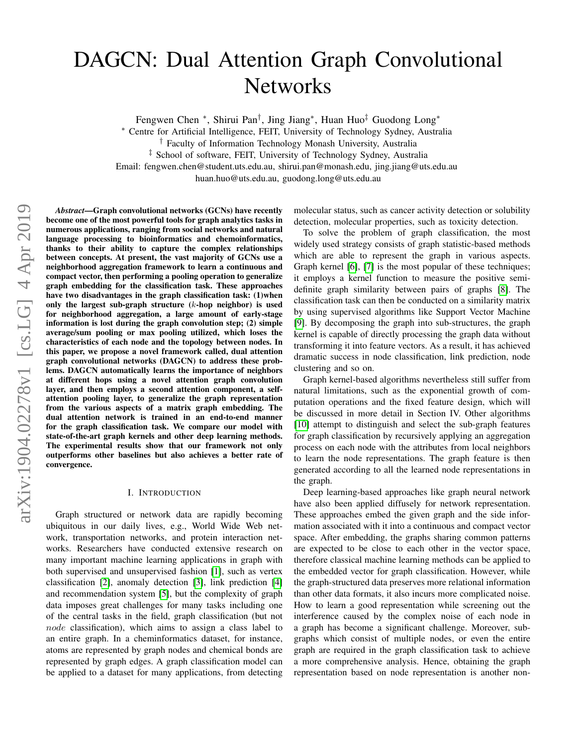# DAGCN: Dual Attention Graph Convolutional Networks

Fengwen Chen [*], Shirui Pan[†], Jing Jiang[*], Huan Huo[‡] Guodong Long[*]

[*] Centre for Artificial Intelligence, FEIT, University of Technology Sydney, Australia

[†] Faculty of Information Technology Monash University, Australia

[‡] School of software, FEIT, University of Technology Sydney, Australia

Email: fengwen.chen@student.uts.edu.au, shirui.pan@monash.edu, jing.jiang@uts.edu.au
huan.huo@uts.edu.au, guodong.long@uts.edu.au

***Abstract*—Graph convolutional networks (GCNs) have recently become one of the most powerful tools for graph analytics tasks in numerous applications, ranging from social networks and natural language processing to bioinformatics and chemoinformatics, thanks to their ability to capture the complex relationships between concepts. At present, the vast majority of GCNs use a neighborhood aggregation framework to learn a continuous and compact vector, then performing a pooling operation to generalize graph embedding for the classification task. These approaches have two disadvantages in the graph classification task: (1)when only the largest sub-graph structure ($k$-hop neighbor) is used for neighborhood aggregation, a large amount of early-stage information is lost during the graph convolution step; (2) simple average/sum pooling or max pooling utilized, which loses the characteristics of each node and the topology between nodes. In this paper, we propose a novel framework called, dual attention graph convolutional networks (DAGCN) to address these problems. DAGCN automatically learns the importance of neighbors at different hops using a novel attention graph convolution layer, and then employs a second attention component, a self-attention pooling layer, to generalize the graph representation from the various aspects of a matrix graph embedding. The dual attention network is trained in an end-to-end manner for the graph classification task. We compare our model with state-of-the-art graph kernels and other deep learning methods. The experimental results show that our framework not only outperforms other baselines but also achieves a better rate of convergence.**

## I. Introduction

Graph structured or network data are rapidly becoming ubiquitous in our daily lives, e.g., World Wide Web network, transportation networks, and protein interaction networks. Researchers have conducted extensive research on many important machine learning applications in graph with both supervised and unsupervised fashion [1], such as vertex classification [2], anomaly detection [3], link prediction [4] and recommendation system [5], but the complexity of graph data imposes great challenges for many tasks including one of the central tasks in the field, graph classification (but not *node* classification), which aims to assign a class label to an entire graph. In a cheminformatics dataset, for instance, atoms are represented by graph nodes and chemical bonds are represented by graph edges. A graph classification model can be applied to a dataset for many applications, from detecting molecular status, such as cancer activity detection or solubility detection, molecular properties, such as toxicity detection.

To solve the problem of graph classification, the most widely used strategy consists of graph statistic-based methods which are able to represent the graph in various aspects. Graph kernel [6], [7] is the most popular of these techniques; it employs a kernel function to measure the positive semi-definite graph similarity between pairs of graphs [8]. The classification task can then be conducted on a similarity matrix by using supervised algorithms like Support Vector Machine [9]. By decomposing the graph into sub-structures, the graph kernel is capable of directly processing the graph data without transforming it into feature vectors. As a result, it has achieved dramatic success in node classification, link prediction, node clustering and so on.

Graph kernel-based algorithms nevertheless still suffer from natural limitations, such as the exponential growth of computation operations and the fixed feature design, which will be discussed in more detail in Section IV. Other algorithms [10] attempt to distinguish and select the sub-graph features for graph classification by recursively applying an aggregation process on each node with the attributes from local neighbors to learn the node representations. The graph feature is then generated according to all the learned node representations in the graph.

Deep learning-based approaches like graph neural network have also been applied diffusely for network representation. These approaches embed the given graph and the side information associated with it into a continuous and compact vector space. After embedding, the graphs sharing common patterns are expected to be close to each other in the vector space, therefore classical machine learning methods can be applied to the embedded vector for graph classification. However, while the graph-structured data preserves more relational information than other data formats, it also incurs more complicated noise. How to learn a good representation while screening out the interference caused by the complex noise of each node in a graph has become a significant challenge. Moreover, sub-graphs which consist of multiple nodes, or even the entire graph are required in the graph classification task to achieve a more comprehensive analysis. Hence, obtaining the graph representation based on node representation is another non-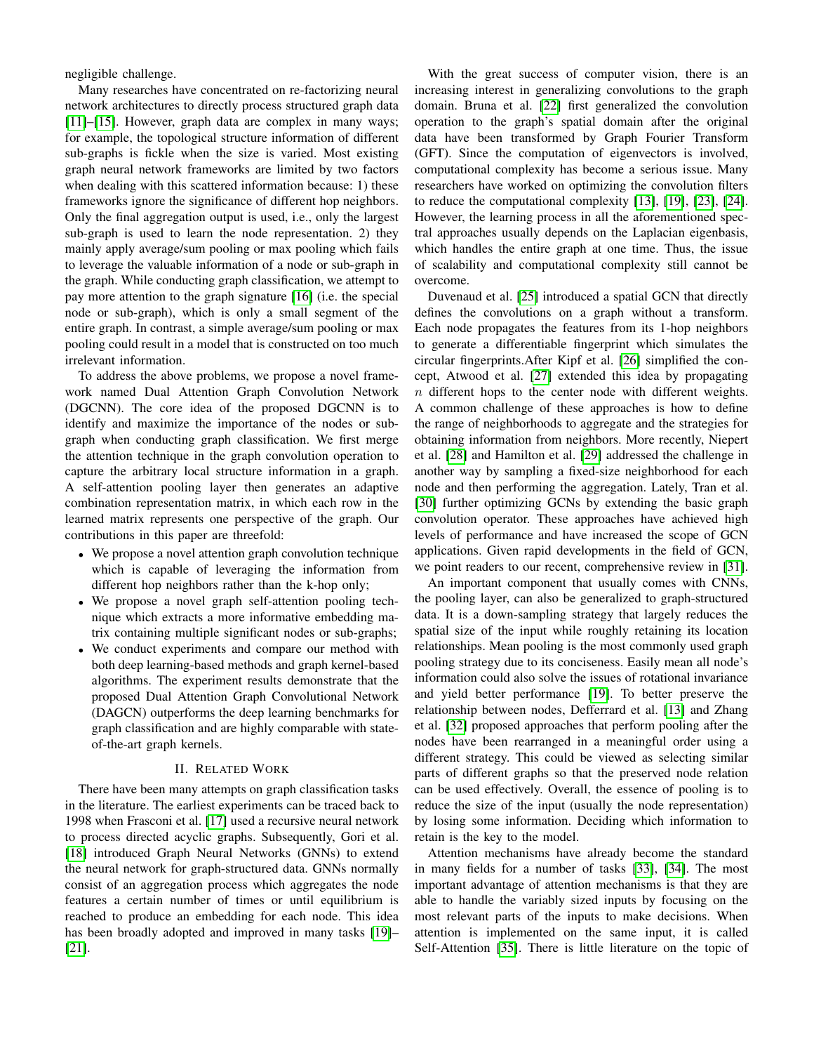negligible challenge.

Many researches have concentrated on re-factorizing neural network architectures to directly process structured graph data [11]–[15]. However, graph data are complex in many ways; for example, the topological structure information of different sub-graphs is fickle when the size is varied. Most existing graph neural network frameworks are limited by two factors when dealing with this scattered information because: 1) these frameworks ignore the significance of different hop neighbors. Only the final aggregation output is used, i.e., only the largest sub-graph is used to learn the node representation. 2) they mainly apply average/sum pooling or max pooling which fails to leverage the valuable information of a node or sub-graph in the graph. While conducting graph classification, we attempt to pay more attention to the graph signature [16] (i.e. the special node or sub-graph), which is only a small segment of the entire graph. In contrast, a simple average/sum pooling or max pooling could result in a model that is constructed on too much irrelevant information.

To address the above problems, we propose a novel framework named Dual Attention Graph Convolution Network (DGCNN). The core idea of the proposed DGCNN is to identify and maximize the importance of the nodes or subgraph when conducting graph classification. We first merge the attention technique in the graph convolution operation to capture the arbitrary local structure information in a graph. A self-attention pooling layer then generates an adaptive combination representation matrix, in which each row in the learned matrix represents one perspective of the graph. Our contributions in this paper are threefold:

- We propose a novel attention graph convolution technique which is capable of leveraging the information from different hop neighbors rather than the k-hop only;
- We propose a novel graph self-attention pooling technique which extracts a more informative embedding matrix containing multiple significant nodes or sub-graphs;
- We conduct experiments and compare our method with both deep learning-based methods and graph kernel-based algorithms. The experiment results demonstrate that the proposed Dual Attention Graph Convolutional Network (DAGCN) outperforms the deep learning benchmarks for graph classification and are highly comparable with state-of-the-art graph kernels.

## II. Related Work

There have been many attempts on graph classification tasks in the literature. The earliest experiments can be traced back to 1998 when Frasconi et al. [17] used a recursive neural network to process directed acyclic graphs. Subsequently, Gori et al. [18] introduced Graph Neural Networks (GNNs) to extend the neural network for graph-structured data. GNNs normally consist of an aggregation process which aggregates the node features a certain number of times or until equilibrium is reached to produce an embedding for each node. This idea has been broadly adopted and improved in many tasks [19]–[21].

With the great success of computer vision, there is an increasing interest in generalizing convolutions to the graph domain. Bruna et al. [22] first generalized the convolution operation to the graph's spatial domain after the original data have been transformed by Graph Fourier Transform (GFT). Since the computation of eigenvectors is involved, computational complexity has become a serious issue. Many researchers have worked on optimizing the convolution filters to reduce the computational complexity [13], [19], [23], [24]. However, the learning process in all the aforementioned spectral approaches usually depends on the Laplacian eigenbasis, which handles the entire graph at one time. Thus, the issue of scalability and computational complexity still cannot be overcome.

Duvenaud et al. [25] introduced a spatial GCN that directly defines the convolutions on a graph without a transform. Each node propagates the features from its 1-hop neighbors to generate a differentiable fingerprint which simulates the circular fingerprints.After Kipf et al. [26] simplified the concept, Atwood et al. [27] extended this idea by propagating $n$ different hops to the center node with different weights. A common challenge of these approaches is how to define the range of neighborhoods to aggregate and the strategies for obtaining information from neighbors. More recently, Niepert et al. [28] and Hamilton et al. [29] addressed the challenge in another way by sampling a fixed-size neighborhood for each node and then performing the aggregation. Lately, Tran et al. [30] further optimizing GCNs by extending the basic graph convolution operator. These approaches have achieved high levels of performance and have increased the scope of GCN applications. Given rapid developments in the field of GCN, we point readers to our recent, comprehensive review in [31].

An important component that usually comes with CNNs, the pooling layer, can also be generalized to graph-structured data. It is a down-sampling strategy that largely reduces the spatial size of the input while roughly retaining its location relationships. Mean pooling is the most commonly used graph pooling strategy due to its conciseness. Easily mean all node's information could also solve the issues of rotational invariance and yield better performance [19]. To better preserve the relationship between nodes, Defferrard et al. [13] and Zhang et al. [32] proposed approaches that perform pooling after the nodes have been rearranged in a meaningful order using a different strategy. This could be viewed as selecting similar parts of different graphs so that the preserved node relation can be used effectively. Overall, the essence of pooling is to reduce the size of the input (usually the node representation) by losing some information. Deciding which information to retain is the key to the model.

Attention mechanisms have already become the standard in many fields for a number of tasks [33], [34]. The most important advantage of attention mechanisms is that they are able to handle the variably sized inputs by focusing on the most relevant parts of the inputs to make decisions. When attention is implemented on the same input, it is called Self-Attention [35]. There is little literature on the topic of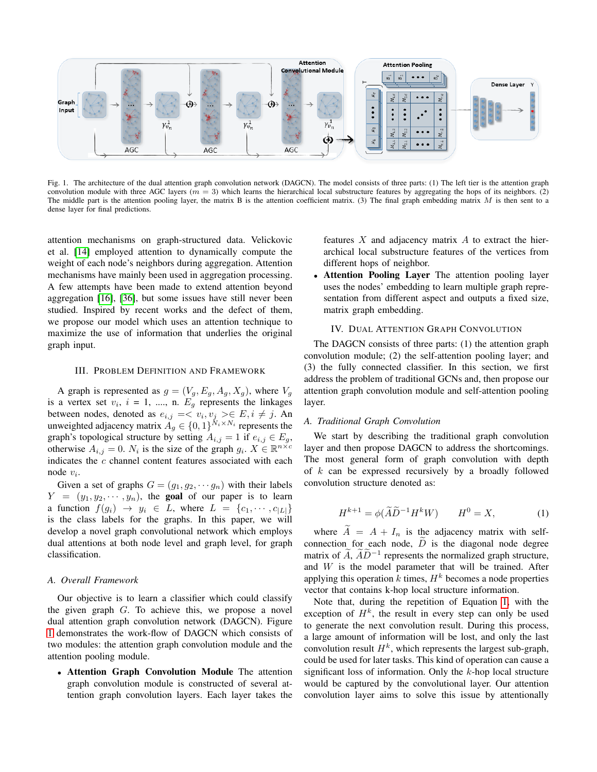Fig. 1. The architecture of the dual attention graph convolution network (DAGCN). The model consists of three parts: (1) The left tier is the attention graph convolution module with three AGC layers ($m = 3$) which learns the hierarchical local substructure features by aggregating the hops of its neighbors. (2) The middle part is the attention pooling layer, the matrix B is the attention coefficient matrix. (3) The final graph embedding matrix $M$ is then sent to a dense layer for final predictions.

attention mechanisms on graph-structured data. Velickovic et al. [14] employed attention to dynamically compute the weight of each node's neighbors during aggregation. Attention mechanisms have mainly been used in aggregation processing. A few attempts have been made to extend attention beyond aggregation [16], [36], but some issues have still never been studied. Inspired by recent works and the defect of them, we propose our model which uses an attention technique to maximize the use of information that underlies the original graph input.

## III. Problem Definition and Framework

A graph is represented as $g = (V_g, E_g, A_g, X_g)$, where $V_g$ is a vertex set $v_i$, $i = 1, ...., n$. $E_g$ represents the linkages between nodes, denoted as $e_{i,j} =< v_i, v_j >\in E, i \neq j$. An unweighted adjacency matrix $A_g \in \{0,1\}^{N_i \times N_i}$ represents the graph's topological structure by setting $A_{i,j} = 1$ if $e_{i,j} \in E_g$, otherwise $A_{i,j} = 0$. $N_i$ is the size of the graph $g_i$. $X \in \mathbb{R}^{n \times c}$ indicates the $c$ channel content features associated with each node $v_i$.

Given a set of graphs $G = (g_1, g_2, \cdots g_n)$ with their labels $Y = (y_1, y_2, \cdots, y_n)$, the **goal** of our paper is to learn a function $f(g_i) \rightarrow y_i \in L$, where $L = \{c_1, \cdots, c_{|L|}\}$ is the class labels for the graphs. In this paper, we will develop a novel graph convolutional network which employs dual attentions at both node level and graph level, for graph classification.

### A. Overall Framework

Our objective is to learn a classifier which could classify the given graph $G$. To achieve this, we propose a novel dual attention graph convolution network (DAGCN). Figure 1 demonstrates the work-flow of DAGCN which consists of two modules: the attention graph convolution module and the attention pooling module.

- **Attention Graph Convolution Module** The attention graph convolution module is constructed of several attention graph convolution layers. Each layer takes the features $X$ and adjacency matrix $A$ to extract the hierarchical local substructure features of the vertices from different hops of neighbor.
- **Attention Pooling Layer** The attention pooling layer uses the nodes' embedding to learn multiple graph representation from different aspect and outputs a fixed size, matrix graph embedding.

## IV. Dual Attention Graph Convolution

The DAGCN consists of three parts: (1) the attention graph convolution module; (2) the self-attention pooling layer; and (3) the fully connected classifier. In this section, we first address the problem of traditional GCNs and, then propose our attention graph convolution module and self-attention pooling layer.

### A. Traditional Graph Convolution

We start by describing the traditional graph convolution layer and then propose DAGCN to address the shortcomings. The most general form of graph convolution with depth of $k$ can be expressed recursively by a broadly followed convolution structure denoted as:

$$H^{k+1} = \phi(\widetilde{A}\widetilde{D}^{-1}H^kW) \qquad H^0 = X, \tag{1}$$

where $\widetilde{A} = A + I_n$ is the adjacency matrix with self-connection for each node, $\widetilde{D}$ is the diagonal node degree matrix of $\widetilde{A}$, $\widetilde{A}\widetilde{D}^{-1}$ represents the normalized graph structure, and $W$ is the model parameter that will be trained. After applying this operation $k$ times, $H^k$ becomes a node properties vector that contains k-hop local structure information.

Note that, during the repetition of Equation 1, with the exception of $H^k$, the result in every step can only be used to generate the next convolution result. During this process, a large amount of information will be lost, and only the last convolution result $H^k$, which represents the largest sub-graph, could be used for later tasks. This kind of operation can cause a significant loss of information. Only the $k$-hop local structure would be captured by the convolutional layer. Our attention convolution layer aims to solve this issue by attentionally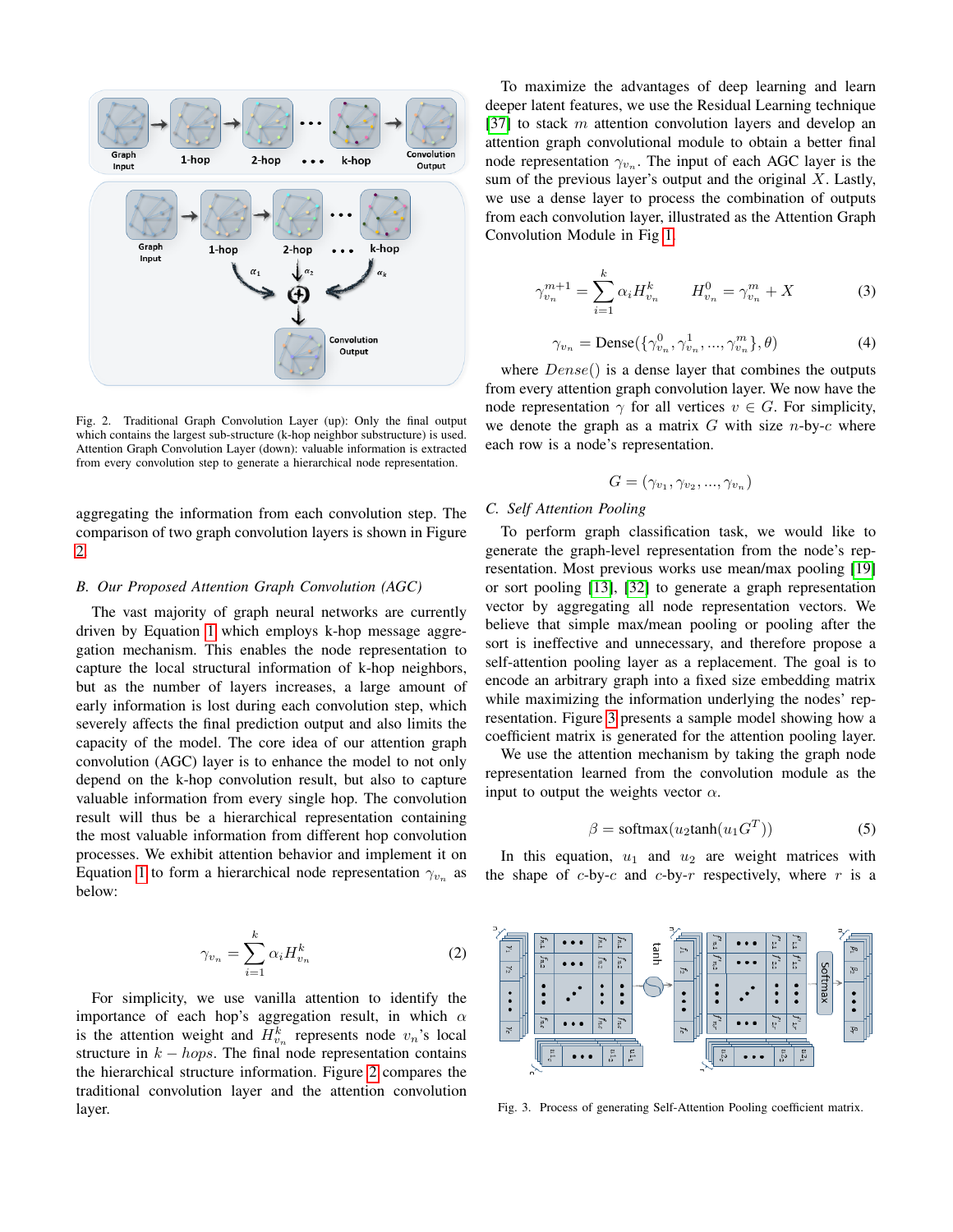Fig. 2. Traditional Graph Convolution Layer (up): Only the final output which contains the largest sub-structure (k-hop neighbor substructure) is used. Attention Graph Convolution Layer (down): valuable information is extracted from every convolution step to generate a hierarchical node representation.

aggregating the information from each convolution step. The comparison of two graph convolution layers is shown in Figure 2.

### B. Our Proposed Attention Graph Convolution (AGC)

The vast majority of graph neural networks are currently driven by Equation 1 which employs k-hop message aggregation mechanism. This enables the node representation to capture the local structural information of k-hop neighbors, but as the number of layers increases, a large amount of early information is lost during each convolution step, which severely affects the final prediction output and also limits the capacity of the model. The core idea of our attention graph convolution (AGC) layer is to enhance the model to not only depend on the k-hop convolution result, but also to capture valuable information from every single hop. The convolution result will thus be a hierarchical representation containing the most valuable information from different hop convolution processes. We exhibit attention behavior and implement it on Equation 1 to form a hierarchical node representation $\gamma_{v_n}$ as below:

$$\gamma_{v_n} = \sum_{i=1}^{k} \alpha_i H_{v_n}^{k} \tag{2}$$

For simplicity, we use vanilla attention to identify the importance of each hop's aggregation result, in which $\alpha$ is the attention weight and $H_{v_n}^{k}$ represents node $v_n$'s local structure in $k-hops$. The final node representation contains the hierarchical structure information. Figure 2 compares the traditional convolution layer and the attention convolution layer.

To maximize the advantages of deep learning and learn deeper latent features, we use the Residual Learning technique [37] to stack $m$ attention convolution layers and develop an attention graph convolutional module to obtain a better final node representation $\gamma_{v_n}$. The input of each AGC layer is the sum of the previous layer's output and the original $X$. Lastly, we use a dense layer to process the combination of outputs from each convolution layer, illustrated as the Attention Graph Convolution Module in Fig 1.

$$\gamma_{v_n}^{m+1} = \sum_{i=1}^{k} \alpha_i H_{v_n}^{k} \qquad H_{v_n}^{0} = \gamma_{v_n}^{m} + X \tag{3}$$

$$\gamma_{v_n} = \text{Dense}(\{\gamma_{v_n}^{0}, \gamma_{v_n}^{1}, ..., \gamma_{v_n}^{m}\}, \theta) \tag{4}$$

where $Dense()$ is a dense layer that combines the outputs from every attention graph convolution layer. We now have the node representation $\gamma$ for all vertices $v \in G$. For simplicity, we denote the graph as a matrix $G$ with size $n$-by-$c$ where each row is a node's representation.

$$G = (\gamma_{v_1}, \gamma_{v_2}, ..., \gamma_{v_n})$$

### C. Self Attention Pooling

To perform graph classification task, we would like to generate the graph-level representation from the node's representation. Most previous works use mean/max pooling [19] or sort pooling [13], [32] to generate a graph representation vector by aggregating all node representation vectors. We believe that simple max/mean pooling or pooling after the sort is ineffective and unnecessary, and therefore propose a self-attention pooling layer as a replacement. The goal is to encode an arbitrary graph into a fixed size embedding matrix while maximizing the information underlying the nodes' representation. Figure 3 presents a sample model showing how a coefficient matrix is generated for the attention pooling layer.

We use the attention mechanism by taking the graph node representation learned from the convolution module as the input to output the weights vector $\alpha$.

$$\beta = \text{softmax}(u_2 \tanh(u_1 G^T)) \tag{5}$$

In this equation, $u_1$ and $u_2$ are weight matrices with the shape of $c$-by-$c$ and $c$-by-$r$ respectively, where $r$ is a

Fig. 3. Process of generating Self-Attention Pooling coefficient matrix.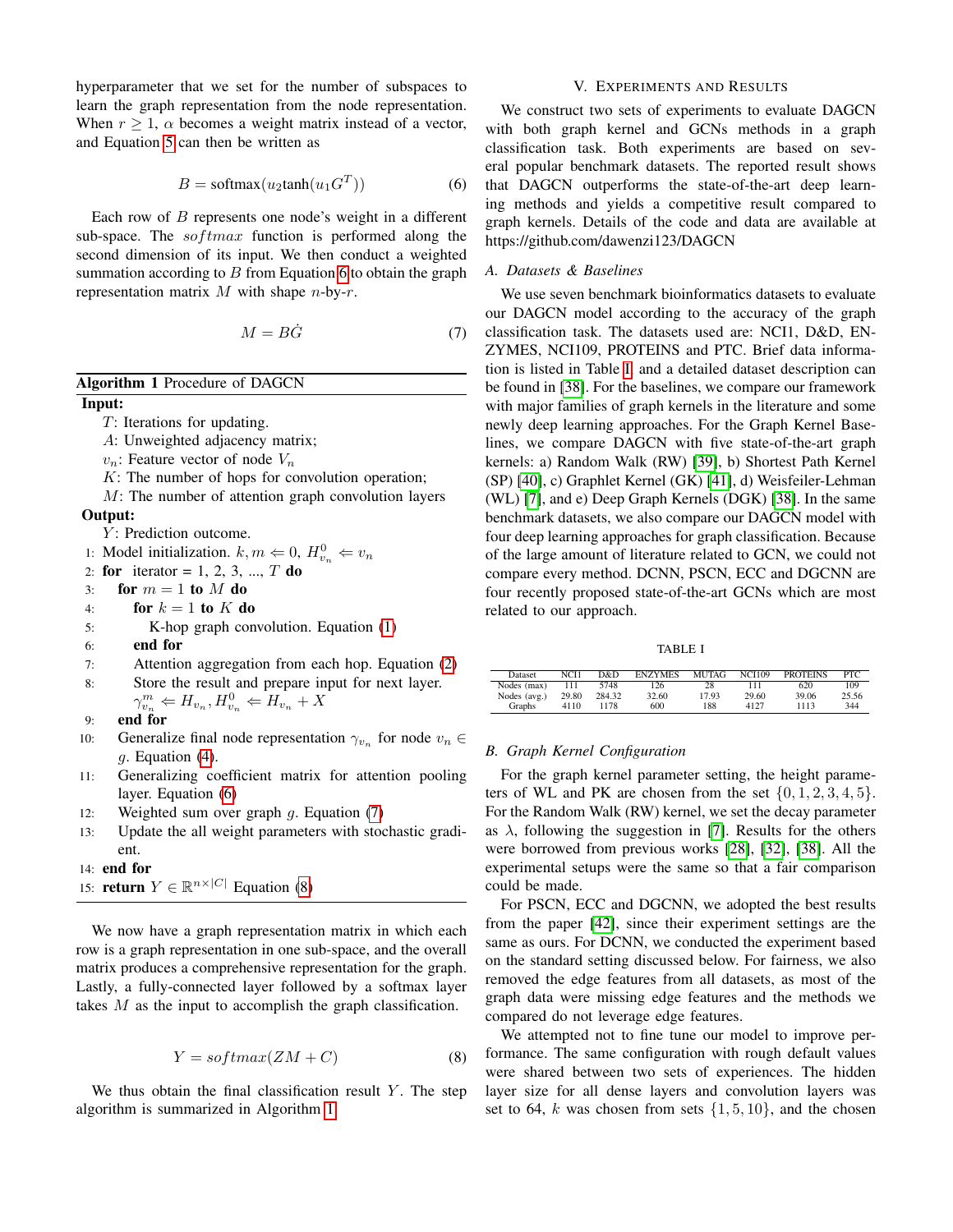hyperparameter that we set for the number of subspaces to learn the graph representation from the node representation. When $r \geq 1$, $\alpha$ becomes a weight matrix instead of a vector, and Equation 5 can then be written as

$$B = \text{softmax}(u_2 \tanh(u_1 G^T)) \tag{6}$$

Each row of $B$ represents one node's weight in a different sub-space. The $softmax$ function is performed along the second dimension of its input. We then conduct a weighted summation according to $B$ from Equation 6 to obtain the graph representation matrix $M$ with shape $n$-by-$r$.

$$M = B\dot{G} \tag{7}$$

**Algorithm 1** Procedure of DAGCN

**Input:**

$T$: Iterations for updating.
$A$: Unweighted adjacency matrix;
$v_n$: Feature vector of node $V_n$
$K$: The number of hops for convolution operation;
$M$: The number of attention graph convolution layers

**Output:**

$Y$: Prediction outcome.

1: Model initialization. $k, m \Leftarrow 0$, $H^0_{v_n} \Leftarrow v_n$
2: **for** iterator = 1, 2, 3, ..., $T$ **do**
3: **for** $m = 1$ **to** $M$ **do**
4: **for** $k = 1$ **to** $K$ **do**
5: K-hop graph convolution. Equation (1)
6: **end for**
7: Attention aggregation from each hop. Equation (2)
8: Store the result and prepare input for next layer. $\gamma^m_{v_n} \Leftarrow H_{v_n}, H^0_{v_n} \Leftarrow H_{v_n} + X$
9: **end for**
10: Generalize final node representation $\gamma_{v_n}$ for node $v_n \in g$. Equation (4).
11: Generalizing coefficient matrix for attention pooling layer. Equation (6)
12: Weighted sum over graph $g$. Equation (7)
13: Update the all weight parameters with stochastic gradient.
14: **end for**
15: **return** $Y \in \mathbb{R}^{n \times |C|}$ Equation (8)

We now have a graph representation matrix in which each row is a graph representation in one sub-space, and the overall matrix produces a comprehensive representation for the graph. Lastly, a fully-connected layer followed by a softmax layer takes $M$ as the input to accomplish the graph classification.

$$Y = softmax(ZM + C) \tag{8}$$

We thus obtain the final classification result $Y$. The step algorithm is summarized in Algorithm 1.

## V. Experiments and Results

We construct two sets of experiments to evaluate DAGCN with both graph kernel and GCNs methods in a graph classification task. Both experiments are based on several popular benchmark datasets. The reported result shows that DAGCN outperforms the state-of-the-art deep learning methods and yields a competitive result compared to graph kernels. Details of the code and data are available at https://github.com/dawenzi123/DAGCN

### A. Datasets & Baselines

We use seven benchmark bioinformatics datasets to evaluate our DAGCN model according to the accuracy of the graph classification task. The datasets used are: NCI1, D&D, ENZYMES, NCI109, PROTEINS and PTC. Brief data information is listed in Table I, and a detailed dataset description can be found in [38]. For the baselines, we compare our framework with major families of graph kernels in the literature and some newly deep learning approaches. For the Graph Kernel Baselines, we compare DAGCN with five state-of-the-art graph kernels: a) Random Walk (RW) [39], b) Shortest Path Kernel (SP) [40], c) Graphlet Kernel (GK) [41], d) Weisfeiler-Lehman (WL) [7], and e) Deep Graph Kernels (DGK) [38]. In the same benchmark datasets, we also compare our DAGCN model with four deep learning approaches for graph classification. Because of the large amount of literature related to GCN, we could not compare every method. DCNN, PSCN, ECC and DGCNN are four recently proposed state-of-the-art GCNs which are most related to our approach.

TABLE I

| Dataset | NCI1 | D&D | ENZYMES | MUTAG | NCI109 | PROTEINS | PTC |
|---|---|---|---|---|---|---|---|
| Nodes (max) | 111 | 5748 | 126 | 28 | 111 | 620 | 109 |
| Nodes (avg.) | 29.80 | 284.32 | 32.60 | 17.93 | 29.60 | 39.06 | 25.56 |
| Graphs | 4110 | 1178 | 600 | 188 | 4127 | 1113 | 344 |

### B. Graph Kernel Configuration

For the graph kernel parameter setting, the height parameters of WL and PK are chosen from the set $\{0, 1, 2, 3, 4, 5\}$. For the Random Walk (RW) kernel, we set the decay parameter as $\lambda$, following the suggestion in [7]. Results for the others were borrowed from previous works [28], [32], [38]. All the experimental setups were the same so that a fair comparison could be made.

For PSCN, ECC and DGCNN, we adopted the best results from the paper [42], since their experiment settings are the same as ours. For DCNN, we conducted the experiment based on the standard setting discussed below. For fairness, we also removed the edge features from all datasets, as most of the graph data were missing edge features and the methods we compared do not leverage edge features.

We attempted not to fine tune our model to improve performance. The same configuration with rough default values were shared between two sets of experiences. The hidden layer size for all dense layers and convolution layers was set to 64, $k$ was chosen from sets $\{1, 5, 10\}$, and the chosen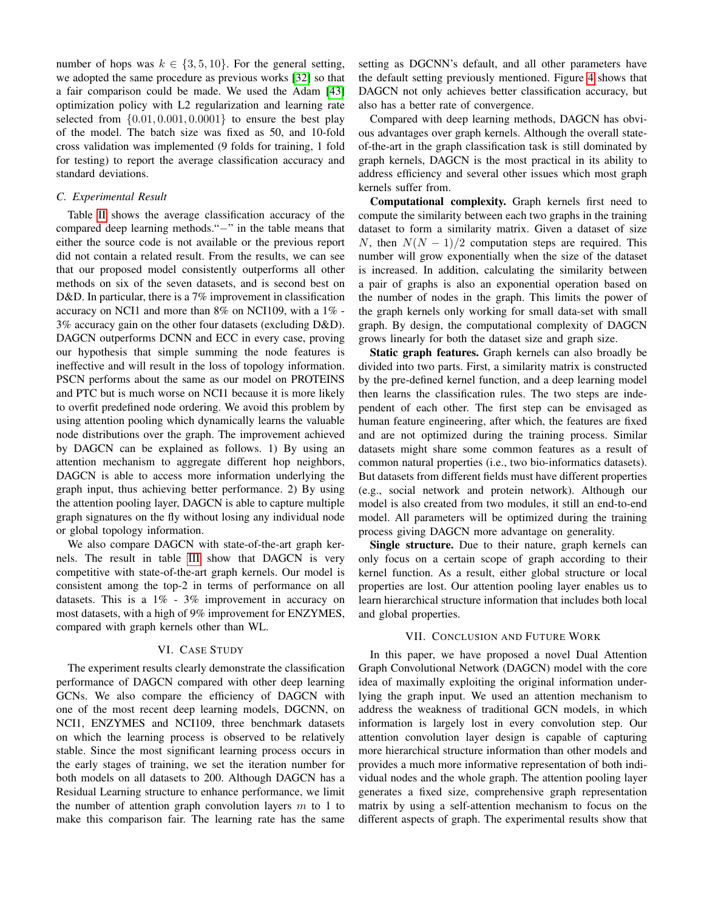number of hops was $k \in \{3, 5, 10\}$. For the general setting, we adopted the same procedure as previous works [32] so that a fair comparison could be made. We used the Adam [43] optimization policy with L2 regularization and learning rate selected from $\{0.01, 0.001, 0.0001\}$ to ensure the best play of the model. The batch size was fixed as 50, and 10-fold cross validation was implemented (9 folds for training, 1 fold for testing) to report the average classification accuracy and standard deviations.

### *C. Experimental Result*

Table II shows the average classification accuracy of the compared deep learning methods."$-$" in the table means that either the source code is not available or the previous report did not contain a related result. From the results, we can see that our proposed model consistently outperforms all other methods on six of the seven datasets, and is second best on D&D. In particular, there is a 7% improvement in classification accuracy on NCI1 and more than 8% on NCI109, with a 1% - 3% accuracy gain on the other four datasets (excluding D&D). DAGCN outperforms DCNN and ECC in every case, proving our hypothesis that simple summing the node features is ineffective and will result in the loss of topology information. PSCN performs about the same as our model on PROTEINS and PTC but is much worse on NCI1 because it is more likely to overfit predefined node ordering. We avoid this problem by using attention pooling which dynamically learns the valuable node distributions over the graph. The improvement achieved by DAGCN can be explained as follows. 1) By using an attention mechanism to aggregate different hop neighbors, DAGCN is able to access more information underlying the graph input, thus achieving better performance. 2) By using the attention pooling layer, DAGCN is able to capture multiple graph signatures on the fly without losing any individual node or global topology information.

We also compare DAGCN with state-of-the-art graph kernels. The result in table III show that DAGCN is very competitive with state-of-the-art graph kernels. Our model is consistent among the top-2 in terms of performance on all datasets. This is a 1% - 3% improvement in accuracy on most datasets, with a high of 9% improvement for ENZYMES, compared with graph kernels other than WL.

## VI. Case Study

The experiment results clearly demonstrate the classification performance of DAGCN compared with other deep learning GCNs. We also compare the efficiency of DAGCN with one of the most recent deep learning models, DGCNN, on NCI1, ENZYMES and NCI109, three benchmark datasets on which the learning process is observed to be relatively stable. Since the most significant learning process occurs in the early stages of training, we set the iteration number for both models on all datasets to 200. Although DAGCN has a Residual Learning structure to enhance performance, we limit the number of attention graph convolution layers $m$ to 1 to make this comparison fair. The learning rate has the same setting as DGCNN's default, and all other parameters have the default setting previously mentioned. Figure 4 shows that DAGCN not only achieves better classification accuracy, but also has a better rate of convergence.

Compared with deep learning methods, DAGCN has obvious advantages over graph kernels. Although the overall state-of-the-art in the graph classification task is still dominated by graph kernels, DAGCN is the most practical in its ability to address efficiency and several other issues which most graph kernels suffer from.

**Computational complexity.** Graph kernels first need to compute the similarity between each two graphs in the training dataset to form a similarity matrix. Given a dataset of size $N$, then $N(N-1)/2$ computation steps are required. This number will grow exponentially when the size of the dataset is increased. In addition, calculating the similarity between a pair of graphs is also an exponential operation based on the number of nodes in the graph. This limits the power of the graph kernels only working for small data-set with small graph. By design, the computational complexity of DAGCN grows linearly for both the dataset size and graph size.

**Static graph features.** Graph kernels can also broadly be divided into two parts. First, a similarity matrix is constructed by the pre-defined kernel function, and a deep learning model then learns the classification rules. The two steps are independent of each other. The first step can be envisaged as human feature engineering, after which, the features are fixed and are not optimized during the training process. Similar datasets might share some common features as a result of common natural properties (i.e., two bio-informatics datasets). But datasets from different fields must have different properties (e.g., social network and protein network). Although our model is also created from two modules, it still an end-to-end model. All parameters will be optimized during the training process giving DAGCN more advantage on generality.

**Single structure.** Due to their nature, graph kernels can only focus on a certain scope of graph according to their kernel function. As a result, either global structure or local properties are lost. Our attention pooling layer enables us to learn hierarchical structure information that includes both local and global properties.

## VII. Conclusion and Future Work

In this paper, we have proposed a novel Dual Attention Graph Convolutional Network (DAGCN) model with the core idea of maximally exploiting the original information underlying the graph input. We used an attention mechanism to address the weakness of traditional GCN models, in which information is largely lost in every convolution step. Our attention convolution layer design is capable of capturing more hierarchical structure information than other models and provides a much more informative representation of both individual nodes and the whole graph. The attention pooling layer generates a fixed size, comprehensive graph representation matrix by using a self-attention mechanism to focus on the different aspects of graph. The experimental results show that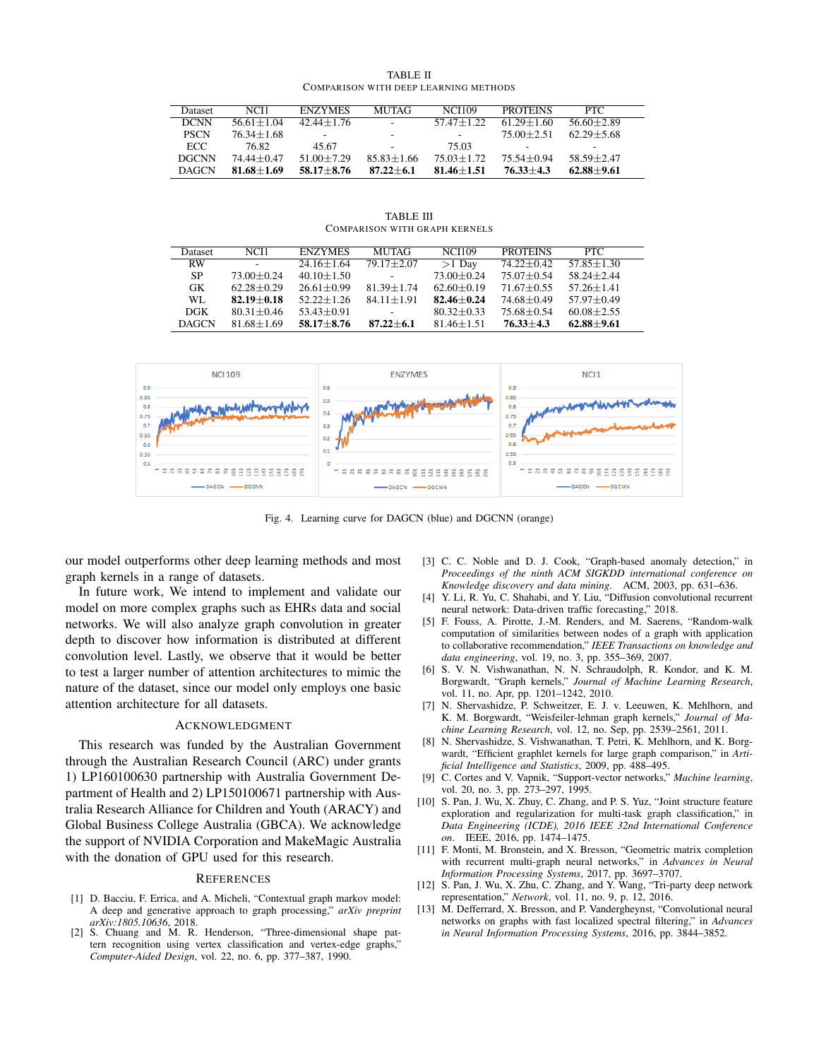TABLE II
COMPARISON WITH DEEP LEARNING METHODS

| Dataset | NCI1 | ENZYMES | MUTAG | NCI109 | PROTEINS | PTC |
|---|---|---|---|---|---|---|
| DCNN | 56.61±1.04 | 42.44±1.76 | - | 57.47±1.22 | 61.29±1.60 | 56.60±2.89 |
| PSCN | 76.34±1.68 | - | - | - | 75.00±2.51 | 62.29±5.68 |
| ECC | 76.82 | 45.67 | | 75.03 | - | - |
| DGCNN | 74.44±0.47 | 51.00±7.29 | 85.83±1.66 | 75.03±1.72 | 75.54±0.94 | 58.59±2.47 |
| DAGCN | **81.68±1.69** | **58.17±8.76** | **87.22±6.1** | **81.46±1.51** | **76.33±4.3** | **62.88±9.61** |

TABLE III
COMPARISON WITH GRAPH KERNELS

| Dataset | NCI1 | ENZYMES | MUTAG | NCI109 | PROTEINS | PTC |
|---|---|---|---|---|---|---|
| RW | - | 24.16±1.64 | 79.17±2.07 | >1 Day | 74.22±0.42 | 57.85±1.30 |
| SP | 73.00±0.24 | 40.10±1.50 | - | 73.00±0.24 | 75.07±0.54 | 58.24±2.44 |
| GK | 62.28±0.29 | 26.61±0.99 | 81.39±1.74 | 62.60±0.19 | 71.67±0.55 | 57.26±1.41 |
| WL | **82.19±0.18** | 52.22±1.26 | 84.11±1.91 | **82.46±0.24** | 74.68±0.49 | 57.97±0.49 |
| DGK | 80.31±0.46 | 53.43±0.91 | | 80.32±0.33 | 75.68±0.54 | 60.08±2.55 |
| DAGCN | 81.68±1.69 | **58.17±8.76** | **87.22±6.1** | 81.46±1.51 | **76.33±4.3** | **62.88±9.61** |

Fig. 4. Learning curve for DAGCN (blue) and DGCNN (orange)

our model outperforms other deep learning methods and most graph kernels in a range of datasets.

In future work, We intend to implement and validate our model on more complex graphs such as EHRs data and social networks. We will also analyze graph convolution in greater depth to discover how information is distributed at different convolution level. Lastly, we observe that it would be better to test a larger number of attention architectures to mimic the nature of the dataset, since our model only employs one basic attention architecture for all datasets.

## ACKNOWLEDGMENT

This research was funded by the Australian Government through the Australian Research Council (ARC) under grants 1) LP160100630 partnership with Australia Government Department of Health and 2) LP150100671 partnership with Australia Research Alliance for Children and Youth (ARACY) and Global Business College Australia (GBCA). We acknowledge the support of NVIDIA Corporation and MakeMagic Australia with the donation of GPU used for this research.

## REFERENCES

[1] D. Bacciu, F. Errica, and A. Micheli, "Contextual graph markov model: A deep and generative approach to graph processing," *arXiv preprint arXiv:1805.10636*, 2018.

[2] S. Chuang and M. R. Henderson, "Three-dimensional shape pattern recognition using vertex classification and vertex-edge graphs," *Computer-Aided Design*, vol. 22, no. 6, pp. 377–387, 1990.

[3] C. C. Noble and D. J. Cook, "Graph-based anomaly detection," in *Proceedings of the ninth ACM SIGKDD international conference on Knowledge discovery and data mining*. ACM, 2003, pp. 631–636.

[4] Y. Li, R. Yu, C. Shahabi, and Y. Liu, "Diffusion convolutional recurrent neural network: Data-driven traffic forecasting," 2018.

[5] F. Fouss, A. Pirotte, J.-M. Renders, and M. Saerens, "Random-walk computation of similarities between nodes of a graph with application to collaborative recommendation," *IEEE Transactions on knowledge and data engineering*, vol. 19, no. 3, pp. 355–369, 2007.

[6] S. V. N. Vishwanathan, N. N. Schraudolph, R. Kondor, and K. M. Borgwardt, "Graph kernels," *Journal of Machine Learning Research*, vol. 11, no. Apr, pp. 1201–1242, 2010.

[7] N. Shervashidze, P. Schweitzer, E. J. v. Leeuwen, K. Mehlhorn, and K. M. Borgwardt, "Weisfeiler-lehman graph kernels," *Journal of Machine Learning Research*, vol. 12, no. Sep, pp. 2539–2561, 2011.

[8] N. Shervashidze, S. Vishwanathan, T. Petri, K. Mehlhorn, and K. Borgwardt, "Efficient graphlet kernels for large graph comparison," in *Artificial Intelligence and Statistics*, 2009, pp. 488–495.

[9] C. Cortes and V. Vapnik, "Support-vector networks," *Machine learning*, vol. 20, no. 3, pp. 273–297, 1995.

[10] S. Pan, J. Wu, X. Zhuy, C. Zhang, and P. S. Yuz, "Joint structure feature exploration and regularization for multi-task graph classification," in *Data Engineering (ICDE), 2016 IEEE 32nd International Conference on*. IEEE, 2016, pp. 1474–1475.

[11] F. Monti, M. Bronstein, and X. Bresson, "Geometric matrix completion with recurrent multi-graph neural networks," in *Advances in Neural Information Processing Systems*, 2017, pp. 3697–3707.

[12] S. Pan, J. Wu, X. Zhu, C. Zhang, and Y. Wang, "Tri-party deep network representation," *Network*, vol. 11, no. 9, p. 12, 2016.

[13] M. Defferrard, X. Bresson, and P. Vandergheynst, "Convolutional neural networks on graphs with fast localized spectral filtering," in *Advances in Neural Information Processing Systems*, 2016, pp. 3844–3852.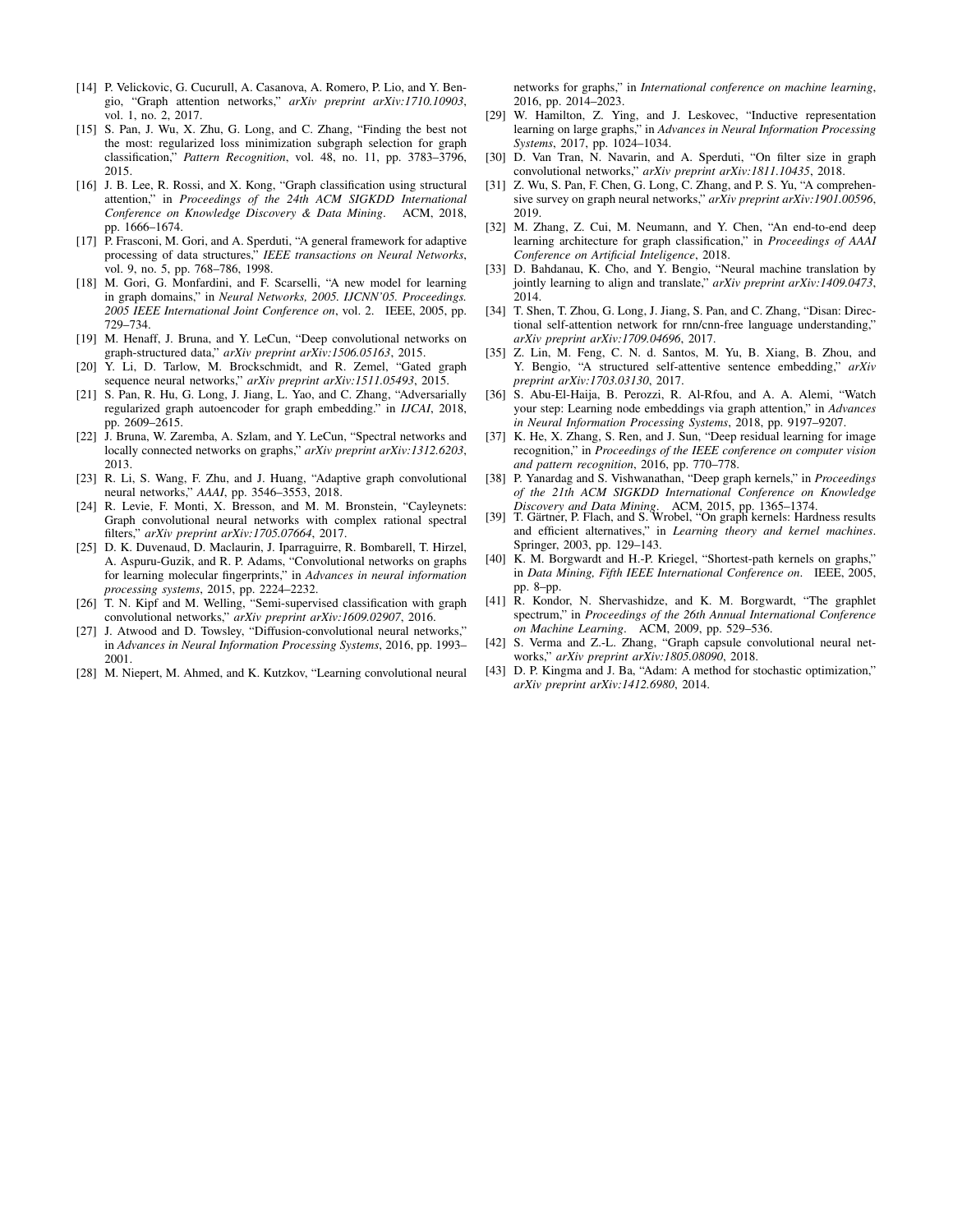[14] P. Velickovic, G. Cucurull, A. Casanova, A. Romero, P. Lio, and Y. Bengio, "Graph attention networks," *arXiv preprint arXiv:1710.10903*, vol. 1, no. 2, 2017.

[15] S. Pan, J. Wu, X. Zhu, G. Long, and C. Zhang, "Finding the best not the most: regularized loss minimization subgraph selection for graph classification," *Pattern Recognition*, vol. 48, no. 11, pp. 3783–3796, 2015.

[16] J. B. Lee, R. Rossi, and X. Kong, "Graph classification using structural attention," in *Proceedings of the 24th ACM SIGKDD International Conference on Knowledge Discovery & Data Mining*. ACM, 2018, pp. 1666–1674.

[17] P. Frasconi, M. Gori, and A. Sperduti, "A general framework for adaptive processing of data structures," *IEEE transactions on Neural Networks*, vol. 9, no. 5, pp. 768–786, 1998.

[18] M. Gori, G. Monfardini, and F. Scarselli, "A new model for learning in graph domains," in *Neural Networks, 2005. IJCNN'05. Proceedings. 2005 IEEE International Joint Conference on*, vol. 2. IEEE, 2005, pp. 729–734.

[19] M. Henaff, J. Bruna, and Y. LeCun, "Deep convolutional networks on graph-structured data," *arXiv preprint arXiv:1506.05163*, 2015.

[20] Y. Li, D. Tarlow, M. Brockschmidt, and R. Zemel, "Gated graph sequence neural networks," *arXiv preprint arXiv:1511.05493*, 2015.

[21] S. Pan, R. Hu, G. Long, J. Jiang, L. Yao, and C. Zhang, "Adversarially regularized graph autoencoder for graph embedding." in *IJCAI*, 2018, pp. 2609–2615.

[22] J. Bruna, W. Zaremba, A. Szlam, and Y. LeCun, "Spectral networks and locally connected networks on graphs," *arXiv preprint arXiv:1312.6203*, 2013.

[23] R. Li, S. Wang, F. Zhu, and J. Huang, "Adaptive graph convolutional neural networks," *AAAI*, pp. 3546–3553, 2018.

[24] R. Levie, F. Monti, X. Bresson, and M. M. Bronstein, "Cayleynets: Graph convolutional neural networks with complex rational spectral filters," *arXiv preprint arXiv:1705.07664*, 2017.

[25] D. K. Duvenaud, D. Maclaurin, J. Iparraguirre, R. Bombarell, T. Hirzel, A. Aspuru-Guzik, and R. P. Adams, "Convolutional networks on graphs for learning molecular fingerprints," in *Advances in neural information processing systems*, 2015, pp. 2224–2232.

[26] T. N. Kipf and M. Welling, "Semi-supervised classification with graph convolutional networks," *arXiv preprint arXiv:1609.02907*, 2016.

[27] J. Atwood and D. Towsley, "Diffusion-convolutional neural networks," in *Advances in Neural Information Processing Systems*, 2016, pp. 1993–2001.

[28] M. Niepert, M. Ahmed, and K. Kutzkov, "Learning convolutional neural networks for graphs," in *International conference on machine learning*, 2016, pp. 2014–2023.

[29] W. Hamilton, Z. Ying, and J. Leskovec, "Inductive representation learning on large graphs," in *Advances in Neural Information Processing Systems*, 2017, pp. 1024–1034.

[30] D. Van Tran, N. Navarin, and A. Sperduti, "On filter size in graph convolutional networks," *arXiv preprint arXiv:1811.10435*, 2018.

[31] Z. Wu, S. Pan, F. Chen, G. Long, C. Zhang, and P. S. Yu, "A comprehensive survey on graph neural networks," *arXiv preprint arXiv:1901.00596*, 2019.

[32] M. Zhang, Z. Cui, M. Neumann, and Y. Chen, "An end-to-end deep learning architecture for graph classification," in *Proceedings of AAAI Conference on Artificial Inteligence*, 2018.

[33] D. Bahdanau, K. Cho, and Y. Bengio, "Neural machine translation by jointly learning to align and translate," *arXiv preprint arXiv:1409.0473*, 2014.

[34] T. Shen, T. Zhou, G. Long, J. Jiang, S. Pan, and C. Zhang, "Disan: Directional self-attention network for rnn/cnn-free language understanding," *arXiv preprint arXiv:1709.04696*, 2017.

[35] Z. Lin, M. Feng, C. N. d. Santos, M. Yu, B. Xiang, B. Zhou, and Y. Bengio, "A structured self-attentive sentence embedding," *arXiv preprint arXiv:1703.03130*, 2017.

[36] S. Abu-El-Haija, B. Perozzi, R. Al-Rfou, and A. A. Alemi, "Watch your step: Learning node embeddings via graph attention," in *Advances in Neural Information Processing Systems*, 2018, pp. 9197–9207.

[37] K. He, X. Zhang, S. Ren, and J. Sun, "Deep residual learning for image recognition," in *Proceedings of the IEEE conference on computer vision and pattern recognition*, 2016, pp. 770–778.

[38] P. Yanardag and S. Vishwanathan, "Deep graph kernels," in *Proceedings of the 21th ACM SIGKDD International Conference on Knowledge Discovery and Data Mining*. ACM, 2015, pp. 1365–1374.

[39] T. Gärtner, P. Flach, and S. Wrobel, "On graph kernels: Hardness results and efficient alternatives," in *Learning theory and kernel machines*. Springer, 2003, pp. 129–143.

[40] K. M. Borgwardt and H.-P. Kriegel, "Shortest-path kernels on graphs," in *Data Mining, Fifth IEEE International Conference on*. IEEE, 2005, pp. 8–pp.

[41] R. Kondor, N. Shervashidze, and K. M. Borgwardt, "The graphlet spectrum," in *Proceedings of the 26th Annual International Conference on Machine Learning*. ACM, 2009, pp. 529–536.

[42] S. Verma and Z.-L. Zhang, "Graph capsule convolutional neural networks," *arXiv preprint arXiv:1805.08090*, 2018.

[43] D. P. Kingma and J. Ba, "Adam: A method for stochastic optimization," *arXiv preprint arXiv:1412.6980*, 2014.